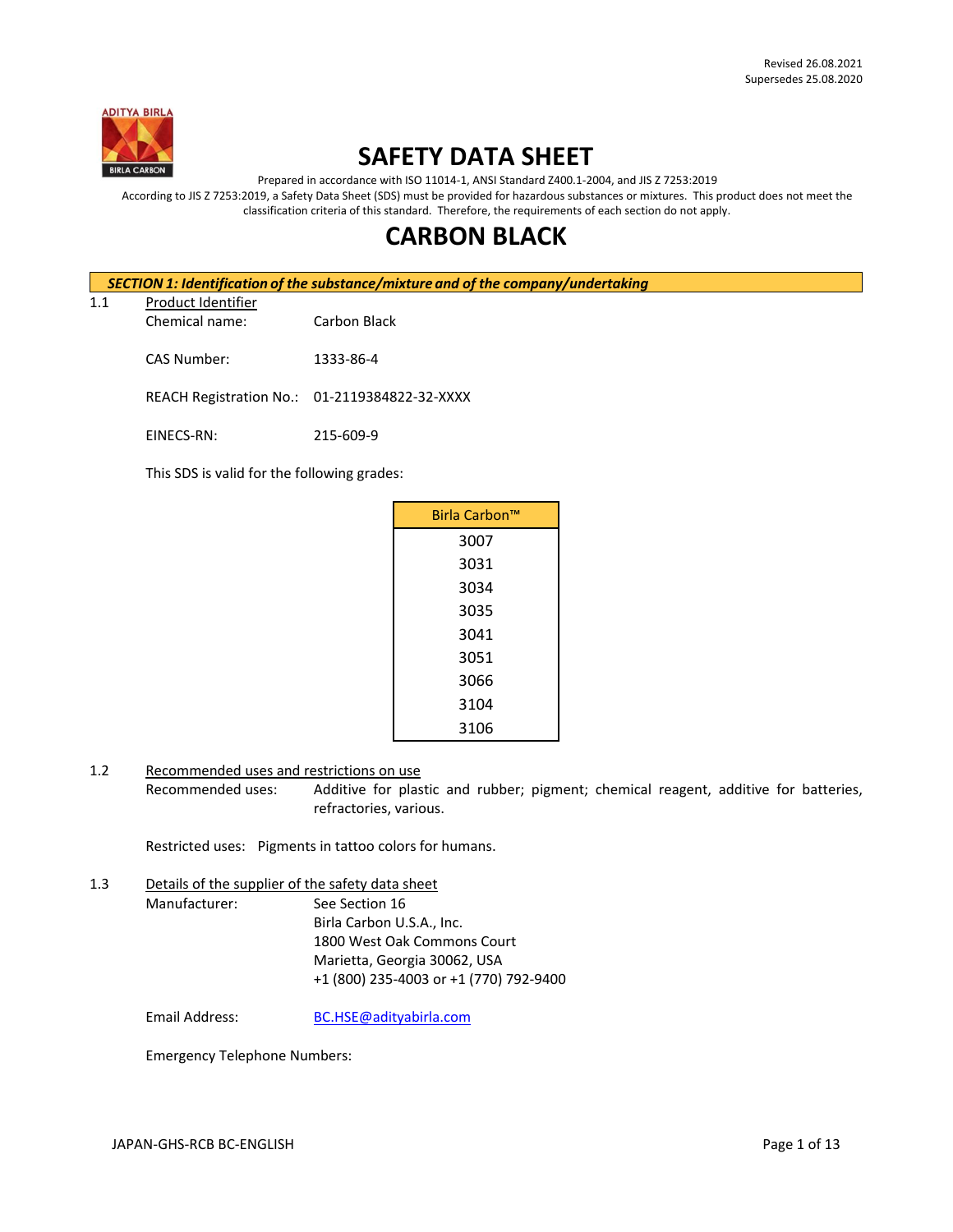Revised 26.08.2021
Supersedes 25.08.2020

# SAFETY DATA SHEET

Prepared in accordance with ISO 11014-1, ANSI Standard Z400.1-2004, and JIS Z 7253:2019

According to JIS Z 7253:2019, a Safety Data Sheet (SDS) must be provided for hazardous substances or mixtures. This product does not meet the classification criteria of this standard. Therefore, the requirements of each section do not apply.

# CARBON BLACK

## *SECTION 1: Identification of the substance/mixture and of the company/undertaking*

1.1 Product Identifier

Chemical name: Carbon Black

CAS Number: 1333-86-4

REACH Registration No.: 01-2119384822-32-XXXX

EINECS-RN: 215-609-9

This SDS is valid for the following grades:

| Birla Carbon™ |
|---|
| 3007 |
| 3031 |
| 3034 |
| 3035 |
| 3041 |
| 3051 |
| 3066 |
| 3104 |
| 3106 |

1.2 Recommended uses and restrictions on use

Recommended uses: Additive for plastic and rubber; pigment; chemical reagent, additive for batteries, refractories, various.

Restricted uses: Pigments in tattoo colors for humans.

1.3 Details of the supplier of the safety data sheet

Manufacturer: See Section 16
Birla Carbon U.S.A., Inc.
1800 West Oak Commons Court
Marietta, Georgia 30062, USA
+1 (800) 235-4003 or +1 (770) 792-9400

Email Address: BC.HSE@adityabirla.com

Emergency Telephone Numbers: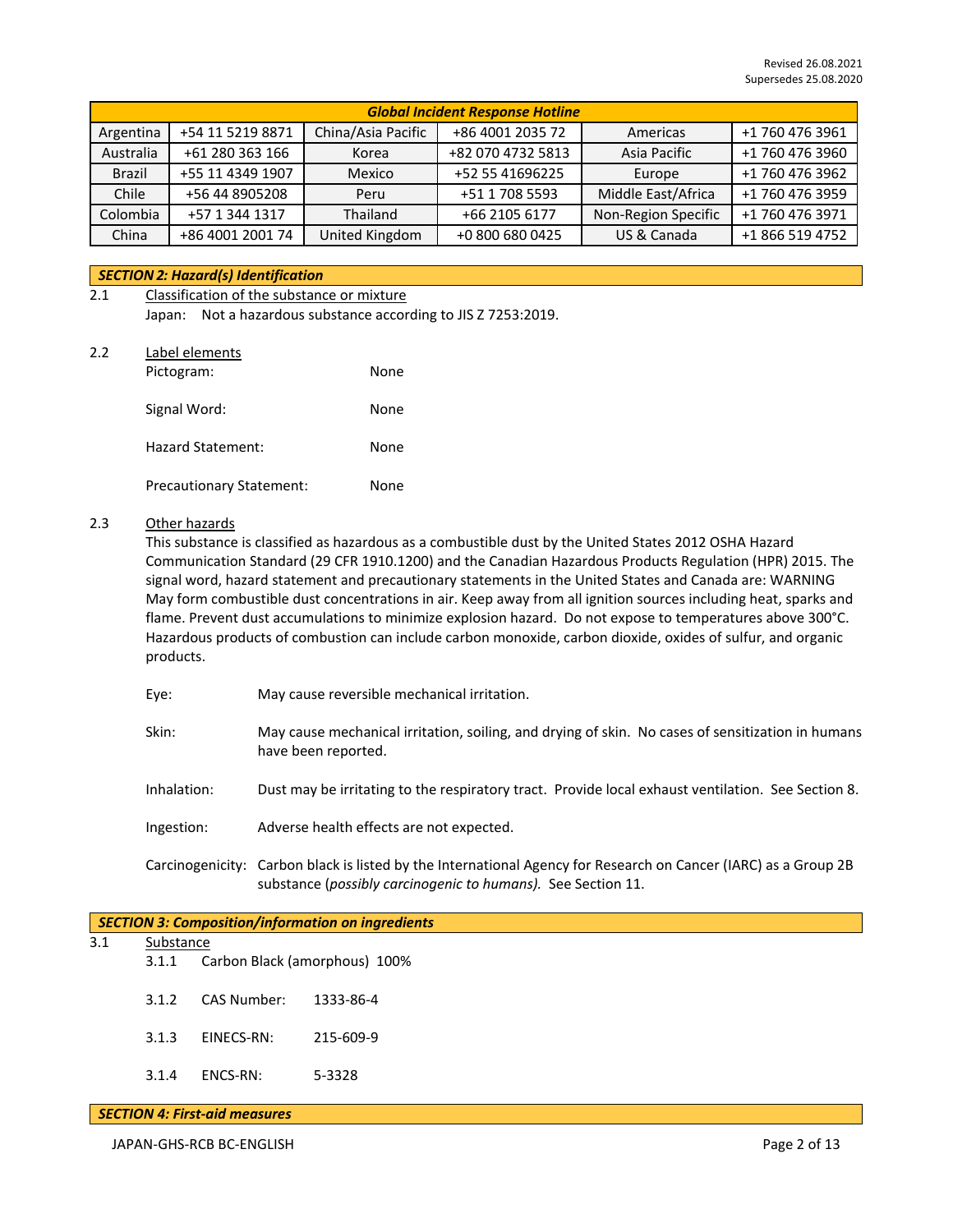Revised 26.08.2021
Supersedes 25.08.2020

| ***Global Incident Response Hotline*** | | | | | |
|---|---|---|---|---|---|
| Argentina | +54 11 5219 8871 | China/Asia Pacific | +86 4001 2035 72 | Americas | +1 760 476 3961 |
| Australia | +61 280 363 166 | Korea | +82 070 4732 5813 | Asia Pacific | +1 760 476 3960 |
| Brazil | +55 11 4349 1907 | Mexico | +52 55 41696225 | Europe | +1 760 476 3962 |
| Chile | +56 44 8905208 | Peru | +51 1 708 5593 | Middle East/Africa | +1 760 476 3959 |
| Colombia | +57 1 344 1317 | Thailand | +66 2105 6177 | Non-Region Specific | +1 760 476 3971 |
| China | +86 4001 2001 74 | United Kingdom | +0 800 680 0425 | US & Canada | +1 866 519 4752 |

## *SECTION 2: Hazard(s) Identification*

2.1 Classification of the substance or mixture

Japan: Not a hazardous substance according to JIS Z 7253:2019.

2.2 Label elements

Pictogram: None

Signal Word: None

Hazard Statement: None

Precautionary Statement: None

2.3 Other hazards

This substance is classified as hazardous as a combustible dust by the United States 2012 OSHA Hazard Communication Standard (29 CFR 1910.1200) and the Canadian Hazardous Products Regulation (HPR) 2015. The signal word, hazard statement and precautionary statements in the United States and Canada are: WARNING May form combustible dust concentrations in air. Keep away from all ignition sources including heat, sparks and flame. Prevent dust accumulations to minimize explosion hazard. Do not expose to temperatures above 300°C. Hazardous products of combustion can include carbon monoxide, carbon dioxide, oxides of sulfur, and organic products.

Eye: May cause reversible mechanical irritation.

Skin: May cause mechanical irritation, soiling, and drying of skin. No cases of sensitization in humans have been reported.

Inhalation: Dust may be irritating to the respiratory tract. Provide local exhaust ventilation. See Section 8.

Ingestion: Adverse health effects are not expected.

Carcinogenicity: Carbon black is listed by the International Agency for Research on Cancer (IARC) as a Group 2B substance (*possibly carcinogenic to humans).* See Section 11.

## *SECTION 3: Composition/information on ingredients*

3.1 Substance

3.1.1 Carbon Black (amorphous) 100%

3.1.2 CAS Number: 1333-86-4

3.1.3 EINECS-RN: 215-609-9

3.1.4 ENCS-RN: 5-3328

## *SECTION 4: First-aid measures*

JAPAN-GHS-RCB BC-ENGLISH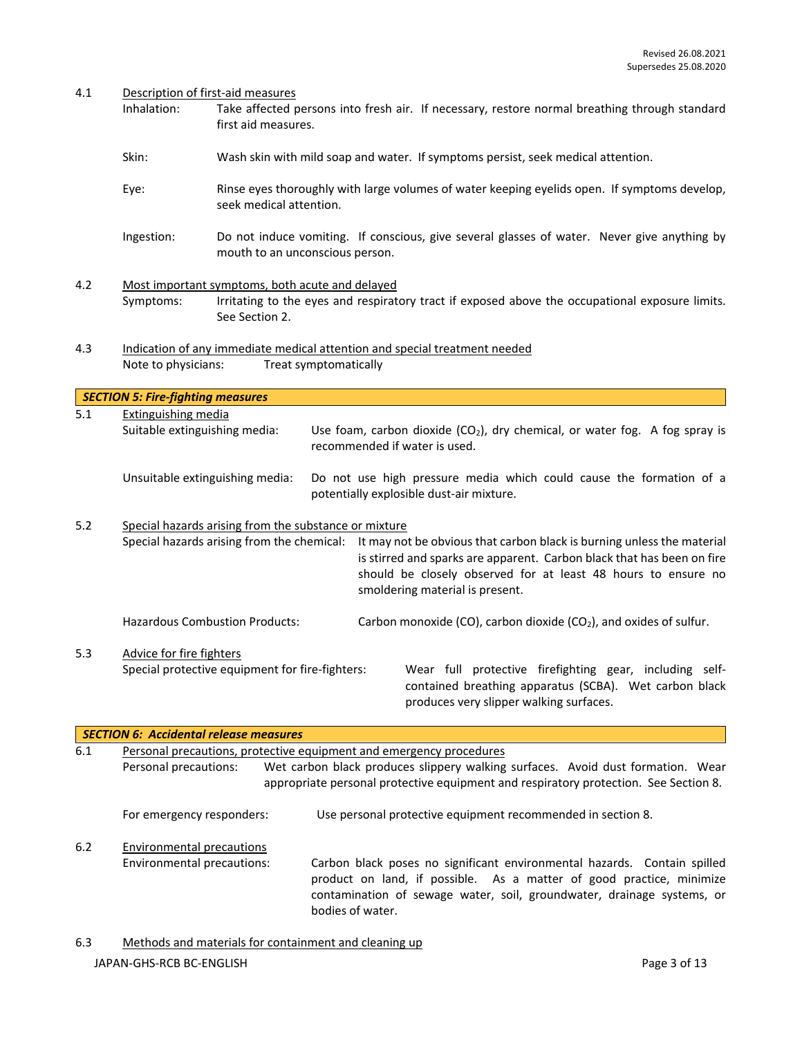Revised 26.08.2021
Supersedes 25.08.2020

4.1 Description of first-aid measures

Inhalation: Take affected persons into fresh air. If necessary, restore normal breathing through standard first aid measures.

Skin: Wash skin with mild soap and water. If symptoms persist, seek medical attention.

Eye: Rinse eyes thoroughly with large volumes of water keeping eyelids open. If symptoms develop, seek medical attention.

Ingestion: Do not induce vomiting. If conscious, give several glasses of water. Never give anything by mouth to an unconscious person.

4.2 Most important symptoms, both acute and delayed

Symptoms: Irritating to the eyes and respiratory tract if exposed above the occupational exposure limits. See Section 2.

4.3 Indication of any immediate medical attention and special treatment needed

Note to physicians: Treat symptomatically

## *SECTION 5: Fire-fighting measures*

5.1 Extinguishing media

Suitable extinguishing media: Use foam, carbon dioxide ($CO_2$), dry chemical, or water fog. A fog spray is recommended if water is used.

Unsuitable extinguishing media: Do not use high pressure media which could cause the formation of a potentially explosible dust-air mixture.

5.2 Special hazards arising from the substance or mixture

Special hazards arising from the chemical: It may not be obvious that carbon black is burning unless the material is stirred and sparks are apparent. Carbon black that has been on fire should be closely observed for at least 48 hours to ensure no smoldering material is present.

Hazardous Combustion Products: Carbon monoxide (CO), carbon dioxide ($CO_2$), and oxides of sulfur.

5.3 Advice for fire fighters

Special protective equipment for fire-fighters: Wear full protective firefighting gear, including self-contained breathing apparatus (SCBA). Wet carbon black produces very slipper walking surfaces.

## *SECTION 6: Accidental release measures*

6.1 Personal precautions, protective equipment and emergency procedures

Personal precautions: Wet carbon black produces slippery walking surfaces. Avoid dust formation. Wear appropriate personal protective equipment and respiratory protection. See Section 8.

For emergency responders: Use personal protective equipment recommended in section 8.

6.2 Environmental precautions

Environmental precautions: Carbon black poses no significant environmental hazards. Contain spilled product on land, if possible. As a matter of good practice, minimize contamination of sewage water, soil, groundwater, drainage systems, or bodies of water.

6.3 Methods and materials for containment and cleaning up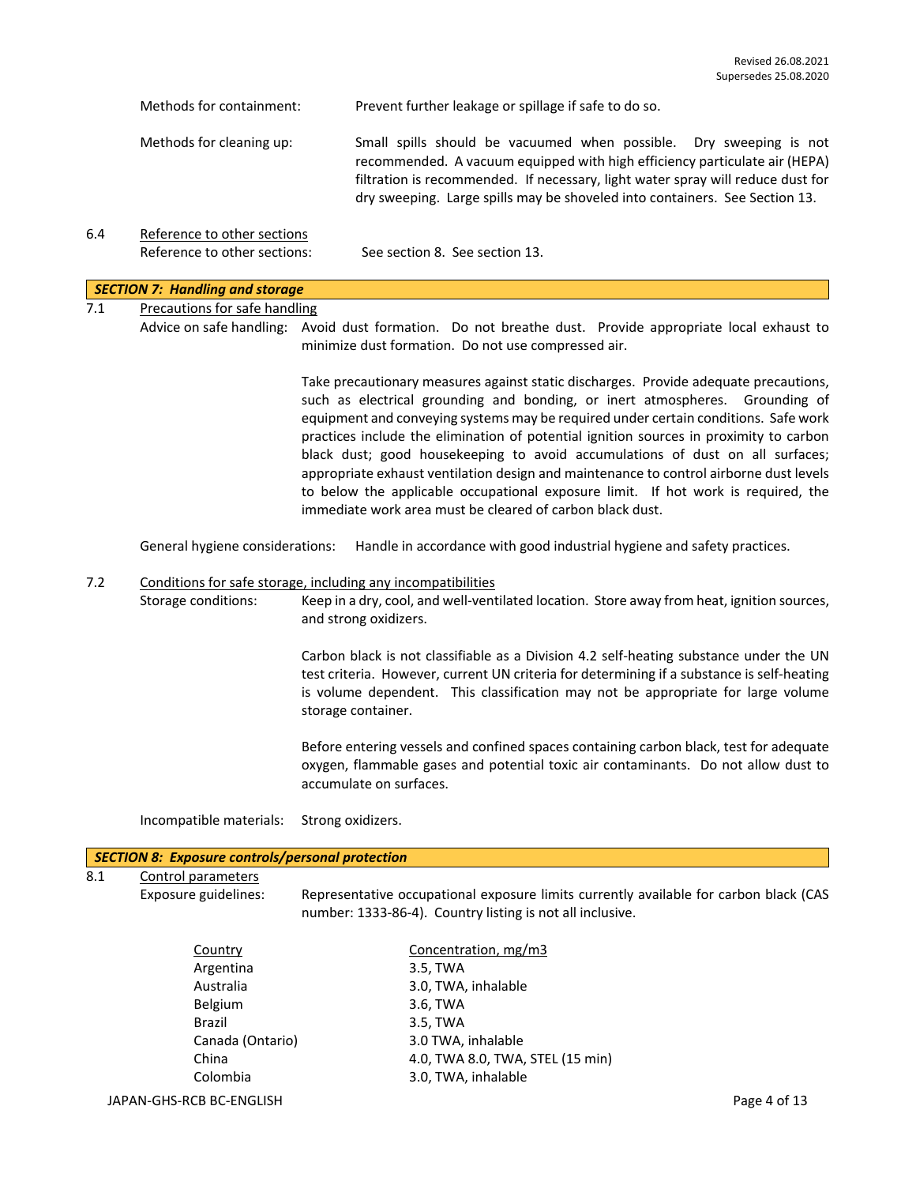Methods for containment: Prevent further leakage or spillage if safe to do so.

Methods for cleaning up: Small spills should be vacuumed when possible. Dry sweeping is not recommended. A vacuum equipped with high efficiency particulate air (HEPA) filtration is recommended. If necessary, light water spray will reduce dust for dry sweeping. Large spills may be shoveled into containers. See Section 13.

6.4 Reference to other sections

Reference to other sections: See section 8. See section 13.

## *SECTION 7: Handling and storage*

7.1 Precautions for safe handling

Advice on safe handling: Avoid dust formation. Do not breathe dust. Provide appropriate local exhaust to minimize dust formation. Do not use compressed air.

Take precautionary measures against static discharges. Provide adequate precautions, such as electrical grounding and bonding, or inert atmospheres. Grounding of equipment and conveying systems may be required under certain conditions. Safe work practices include the elimination of potential ignition sources in proximity to carbon black dust; good housekeeping to avoid accumulations of dust on all surfaces; appropriate exhaust ventilation design and maintenance to control airborne dust levels to below the applicable occupational exposure limit. If hot work is required, the immediate work area must be cleared of carbon black dust.

General hygiene considerations: Handle in accordance with good industrial hygiene and safety practices.

7.2 Conditions for safe storage, including any incompatibilities

Storage conditions: Keep in a dry, cool, and well-ventilated location. Store away from heat, ignition sources, and strong oxidizers.

Carbon black is not classifiable as a Division 4.2 self-heating substance under the UN test criteria. However, current UN criteria for determining if a substance is self-heating is volume dependent. This classification may not be appropriate for large volume storage container.

Before entering vessels and confined spaces containing carbon black, test for adequate oxygen, flammable gases and potential toxic air contaminants. Do not allow dust to accumulate on surfaces.

Incompatible materials: Strong oxidizers.

## *SECTION 8: Exposure controls/personal protection*

8.1 Control parameters

Exposure guidelines: Representative occupational exposure limits currently available for carbon black (CAS number: 1333-86-4). Country listing is not all inclusive.

| Country | Concentration, mg/m3 |
|---|---|
| Argentina | 3.5, TWA |
| Australia | 3.0, TWA, inhalable |
| Belgium | 3.6, TWA |
| Brazil | 3.5, TWA |
| Canada (Ontario) | 3.0 TWA, inhalable |
| China | 4.0, TWA 8.0, TWA, STEL (15 min) |
| Colombia | 3.0, TWA, inhalable |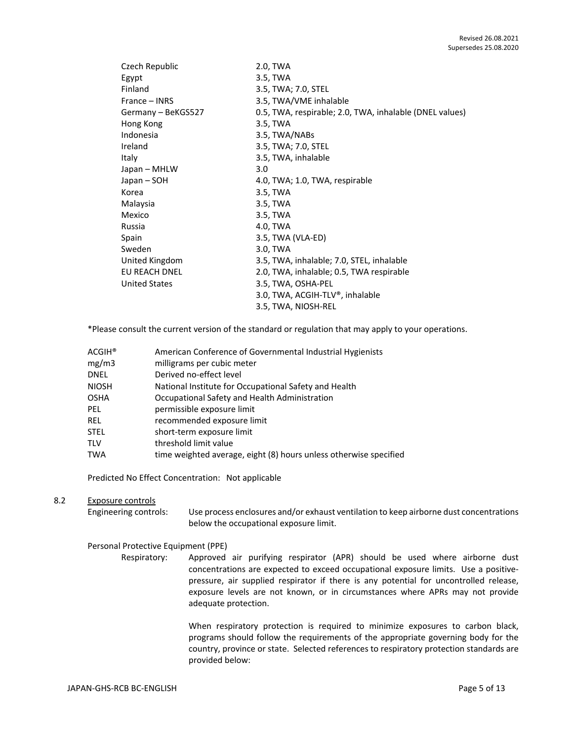| | |
|---|---|
| Czech Republic | 2.0, TWA |
| Egypt | 3.5, TWA |
| Finland | 3.5, TWA; 7.0, STEL |
| France – INRS | 3.5, TWA/VME inhalable |
| Germany – BeKGS527 | 0.5, TWA, respirable; 2.0, TWA, inhalable (DNEL values) |
| Hong Kong | 3.5, TWA |
| Indonesia | 3.5, TWA/NABs |
| Ireland | 3.5, TWA; 7.0, STEL |
| Italy | 3.5, TWA, inhalable |
| Japan – MHLW | 3.0 |
| Japan – SOH | 4.0, TWA; 1.0, TWA, respirable |
| Korea | 3.5, TWA |
| Malaysia | 3.5, TWA |
| Mexico | 3.5, TWA |
| Russia | 4.0, TWA |
| Spain | 3.5, TWA (VLA-ED) |
| Sweden | 3.0, TWA |
| United Kingdom | 3.5, TWA, inhalable; 7.0, STEL, inhalable |
| EU REACH DNEL | 2.0, TWA, inhalable; 0.5, TWA respirable |
| United States | 3.5, TWA, OSHA-PEL |
| | 3.0, TWA, ACGIH-TLV®, inhalable |
| | 3.5, TWA, NIOSH-REL |

*Please consult the current version of the standard or regulation that may apply to your operations.

| | |
|---|---|
| ACGIH® | American Conference of Governmental Industrial Hygienists |
| mg/m3 | milligrams per cubic meter |
| DNEL | Derived no-effect level |
| NIOSH | National Institute for Occupational Safety and Health |
| OSHA | Occupational Safety and Health Administration |
| PEL | permissible exposure limit |
| REL | recommended exposure limit |
| STEL | short-term exposure limit |
| TLV | threshold limit value |
| TWA | time weighted average, eight (8) hours unless otherwise specified |

Predicted No Effect Concentration: Not applicable

## 8.2 Exposure controls

Engineering controls: Use process enclosures and/or exhaust ventilation to keep airborne dust concentrations below the occupational exposure limit.

Personal Protective Equipment (PPE)

Respiratory: Approved air purifying respirator (APR) should be used where airborne dust concentrations are expected to exceed occupational exposure limits. Use a positive-pressure, air supplied respirator if there is any potential for uncontrolled release, exposure levels are not known, or in circumstances where APRs may not provide adequate protection.

When respiratory protection is required to minimize exposures to carbon black, programs should follow the requirements of the appropriate governing body for the country, province or state. Selected references to respiratory protection standards are provided below: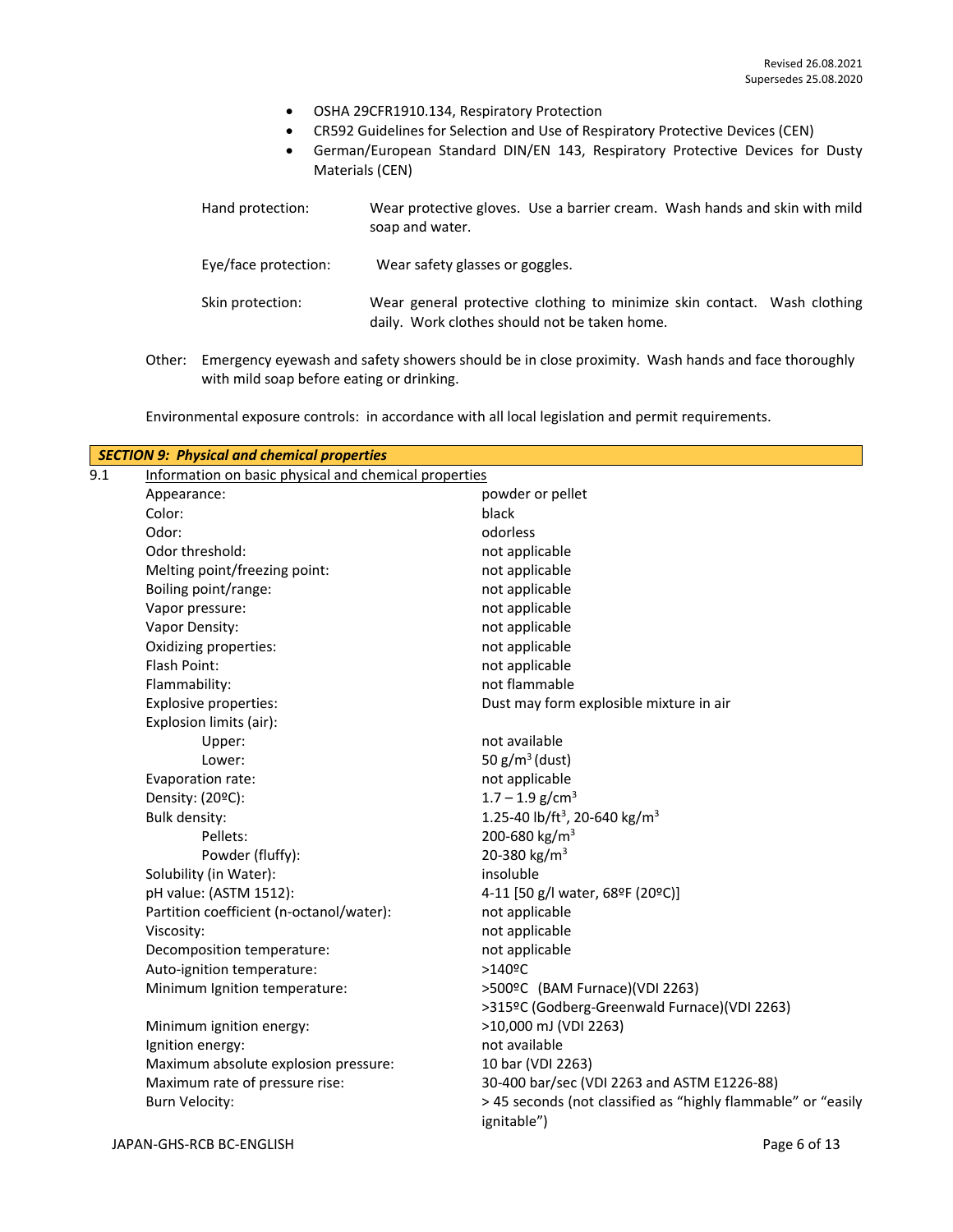- OSHA 29CFR1910.134, Respiratory Protection
- CR592 Guidelines for Selection and Use of Respiratory Protective Devices (CEN)
- German/European Standard DIN/EN 143, Respiratory Protective Devices for Dusty Materials (CEN)

Hand protection: Wear protective gloves. Use a barrier cream. Wash hands and skin with mild soap and water.

Eye/face protection: Wear safety glasses or goggles.

Skin protection: Wear general protective clothing to minimize skin contact. Wash clothing daily. Work clothes should not be taken home.

Other: Emergency eyewash and safety showers should be in close proximity. Wash hands and face thoroughly with mild soap before eating or drinking.

Environmental exposure controls: in accordance with all local legislation and permit requirements.

## *SECTION 9: Physical and chemical properties*

9.1 Information on basic physical and chemical properties

| Property | Value |
|---|---|
| Appearance: | powder or pellet |
| Color: | black |
| Odor: | odorless |
| Odor threshold: | not applicable |
| Melting point/freezing point: | not applicable |
| Boiling point/range: | not applicable |
| Vapor pressure: | not applicable |
| Vapor Density: | not applicable |
| Oxidizing properties: | not applicable |
| Flash Point: | not applicable |
| Flammability: | not flammable |
| Explosive properties: | Dust may form explosible mixture in air |
| Explosion limits (air): | |
| Upper: | not available |
| Lower: | 50 $g/m^3$ (dust) |
| Evaporation rate: | not applicable |
| Density: (20ºC): | 1.7 – 1.9 $g/cm^3$ |
| Bulk density: | 1.25-40 $lb/ft^3$, 20-640 $kg/m^3$ |
| Pellets: | 200-680 $kg/m^3$ |
| Powder (fluffy): | 20-380 $kg/m^3$ |
| Solubility (in Water): | insoluble |
| pH value: (ASTM 1512): | 4-11 [50 g/l water, 68ºF (20ºC)] |
| Partition coefficient (n-octanol/water): | not applicable |
| Viscosity: | not applicable |
| Decomposition temperature: | not applicable |
| Auto-ignition temperature: | >140ºC |
| Minimum Ignition temperature: | >500ºC (BAM Furnace)(VDI 2263)<br>>315ºC (Godberg-Greenwald Furnace)(VDI 2263) |
| Minimum ignition energy: | >10,000 mJ (VDI 2263) |
| Ignition energy: | not available |
| Maximum absolute explosion pressure: | 10 bar (VDI 2263) |
| Maximum rate of pressure rise: | 30-400 bar/sec (VDI 2263 and ASTM E1226-88) |
| Burn Velocity: | > 45 seconds (not classified as "highly flammable" or "easily ignitable") |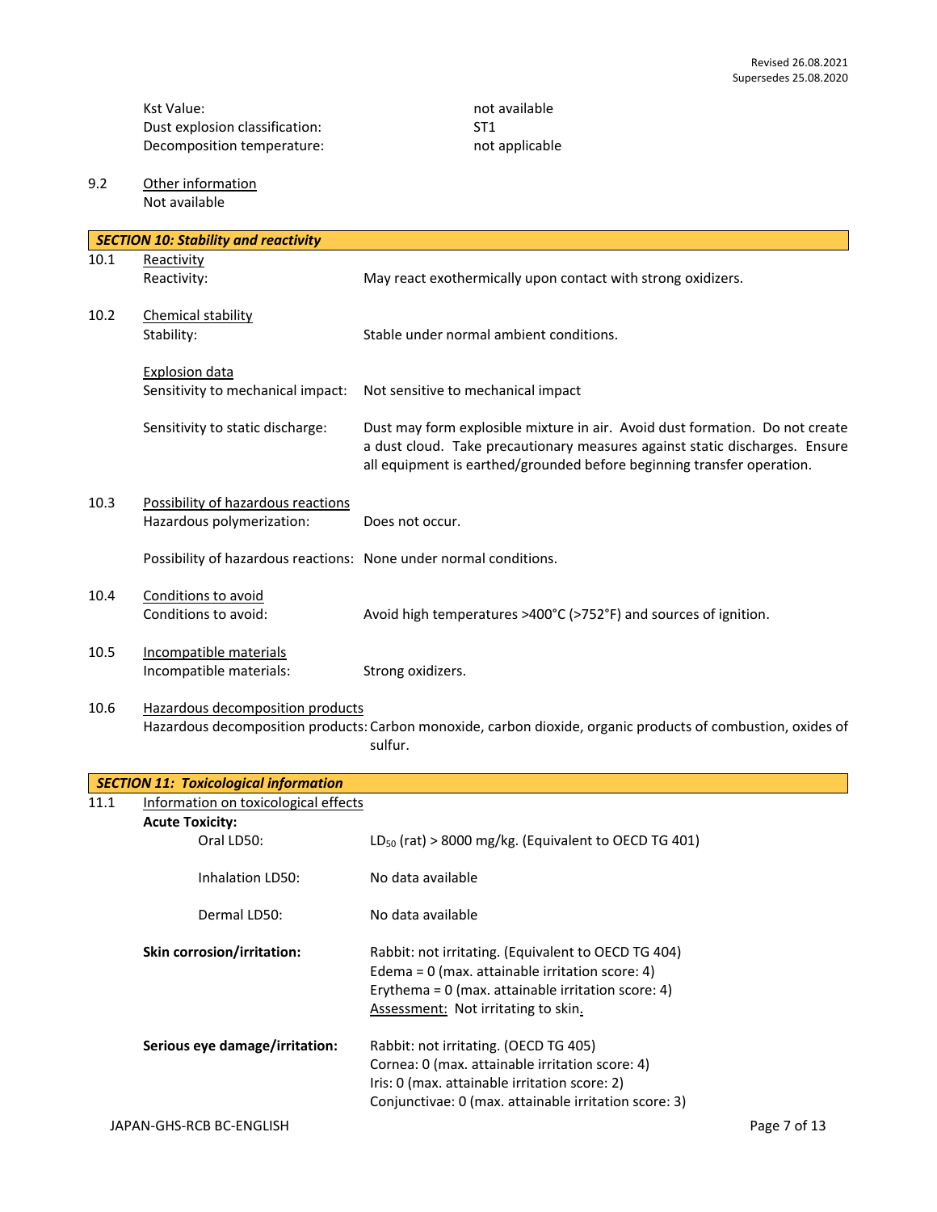| | |
|---|---|
| Kst Value: | not available |
| Dust explosion classification: | ST1 |
| Decomposition temperature: | not applicable |

9.2 Other information

Not available

## SECTION 10: Stability and reactivity

10.1 Reactivity

| | |
|---|---|
| Reactivity: | May react exothermically upon contact with strong oxidizers. |

10.2 Chemical stability

| | |
|---|---|
| Stability: | Stable under normal ambient conditions. |

Explosion data

| | |
|---|---|
| Sensitivity to mechanical impact: | Not sensitive to mechanical impact |
| Sensitivity to static discharge: | Dust may form explosible mixture in air. Avoid dust formation. Do not create a dust cloud. Take precautionary measures against static discharges. Ensure all equipment is earthed/grounded before beginning transfer operation. |

10.3 Possibility of hazardous reactions

| | |
|---|---|
| Hazardous polymerization: | Does not occur. |
| Possibility of hazardous reactions: | None under normal conditions. |

10.4 Conditions to avoid

| | |
|---|---|
| Conditions to avoid: | Avoid high temperatures >400°C (>752°F) and sources of ignition. |

10.5 Incompatible materials

| | |
|---|---|
| Incompatible materials: | Strong oxidizers. |

10.6 Hazardous decomposition products

| | |
|---|---|
| Hazardous decomposition products: | Carbon monoxide, carbon dioxide, organic products of combustion, oxides of sulfur. |

## SECTION 11: Toxicological information

11.1 Information on toxicological effects

**Acute Toxicity:**

| | |
|---|---|
| Oral LD50: | $LD_{50}$ (rat) > 8000 mg/kg. (Equivalent to OECD TG 401) |
| Inhalation LD50: | No data available |
| Dermal LD50: | No data available |

| | |
|---|---|
| **Skin corrosion/irritation:** | Rabbit: not irritating. (Equivalent to OECD TG 404)<br>Edema = 0 (max. attainable irritation score: 4)<br>Erythema = 0 (max. attainable irritation score: 4)<br>Assessment: Not irritating to skin. |
| **Serious eye damage/irritation:** | Rabbit: not irritating. (OECD TG 405)<br>Cornea: 0 (max. attainable irritation score: 4)<br>Iris: 0 (max. attainable irritation score: 2)<br>Conjunctivae: 0 (max. attainable irritation score: 3) |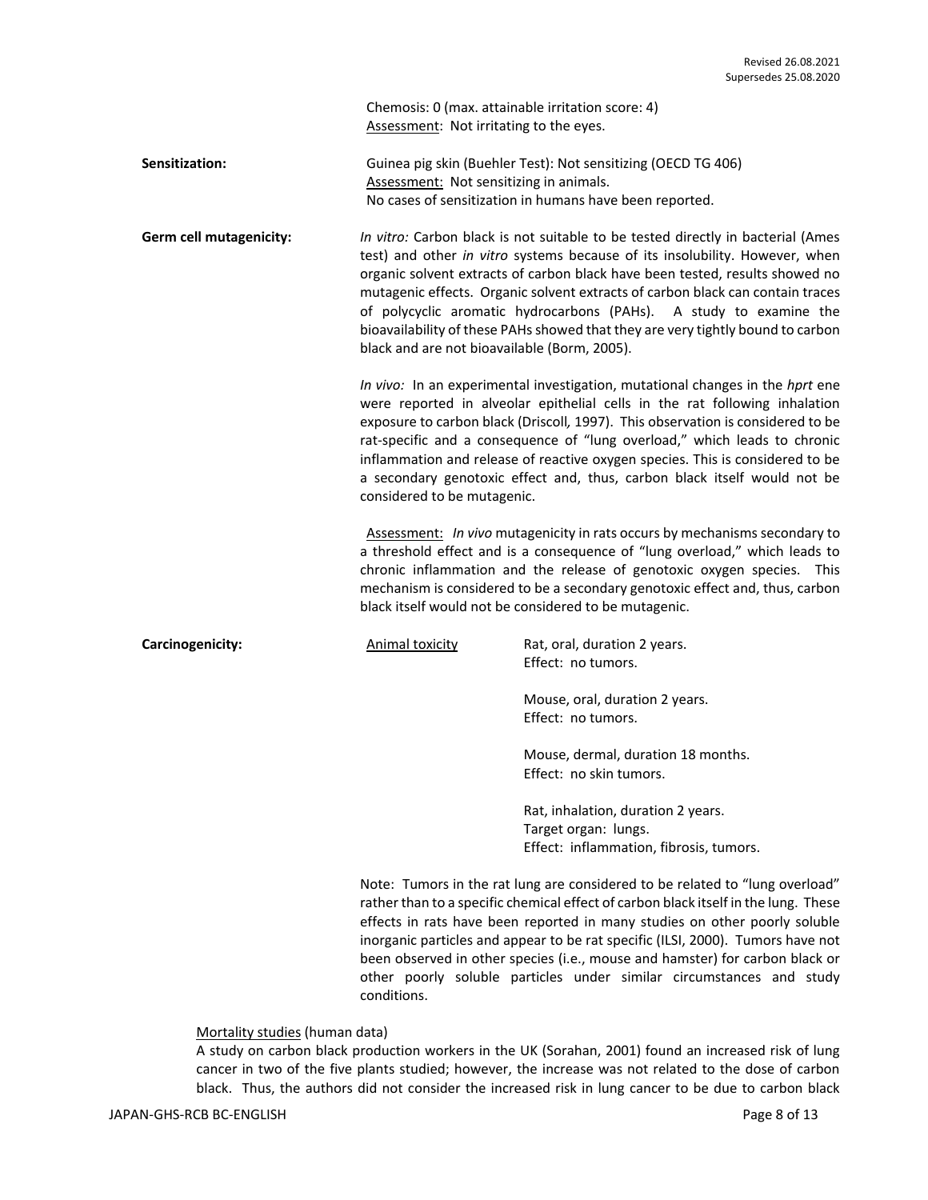Chemosis: 0 (max. attainable irritation score: 4)
Assessment: Not irritating to the eyes.

**Sensitization:**

Guinea pig skin (Buehler Test): Not sensitizing (OECD TG 406)
Assessment: Not sensitizing in animals.
No cases of sensitization in humans have been reported.

**Germ cell mutagenicity:**

*In vitro:* Carbon black is not suitable to be tested directly in bacterial (Ames test) and other *in vitro* systems because of its insolubility. However, when organic solvent extracts of carbon black have been tested, results showed no mutagenic effects. Organic solvent extracts of carbon black can contain traces of polycyclic aromatic hydrocarbons (PAHs). A study to examine the bioavailability of these PAHs showed that they are very tightly bound to carbon black and are not bioavailable (Borm, 2005).

*In vivo:* In an experimental investigation, mutational changes in the *hprt* ene were reported in alveolar epithelial cells in the rat following inhalation exposure to carbon black (Driscoll, 1997). This observation is considered to be rat-specific and a consequence of "lung overload," which leads to chronic inflammation and release of reactive oxygen species. This is considered to be a secondary genotoxic effect and, thus, carbon black itself would not be considered to be mutagenic.

Assessment: *In vivo* mutagenicity in rats occurs by mechanisms secondary to a threshold effect and is a consequence of "lung overload," which leads to chronic inflammation and the release of genotoxic oxygen species. This mechanism is considered to be a secondary genotoxic effect and, thus, carbon black itself would not be considered to be mutagenic.

**Carcinogenicity:**

Animal toxicity

Rat, oral, duration 2 years.
Effect: no tumors.

Mouse, oral, duration 2 years.
Effect: no tumors.

Mouse, dermal, duration 18 months.
Effect: no skin tumors.

Rat, inhalation, duration 2 years.
Target organ: lungs.
Effect: inflammation, fibrosis, tumors.

Note: Tumors in the rat lung are considered to be related to "lung overload" rather than to a specific chemical effect of carbon black itself in the lung. These effects in rats have been reported in many studies on other poorly soluble inorganic particles and appear to be rat specific (ILSI, 2000). Tumors have not been observed in other species (i.e., mouse and hamster) for carbon black or other poorly soluble particles under similar circumstances and study conditions.

Mortality studies (human data)
A study on carbon black production workers in the UK (Sorahan, 2001) found an increased risk of lung cancer in two of the five plants studied; however, the increase was not related to the dose of carbon black. Thus, the authors did not consider the increased risk in lung cancer to be due to carbon black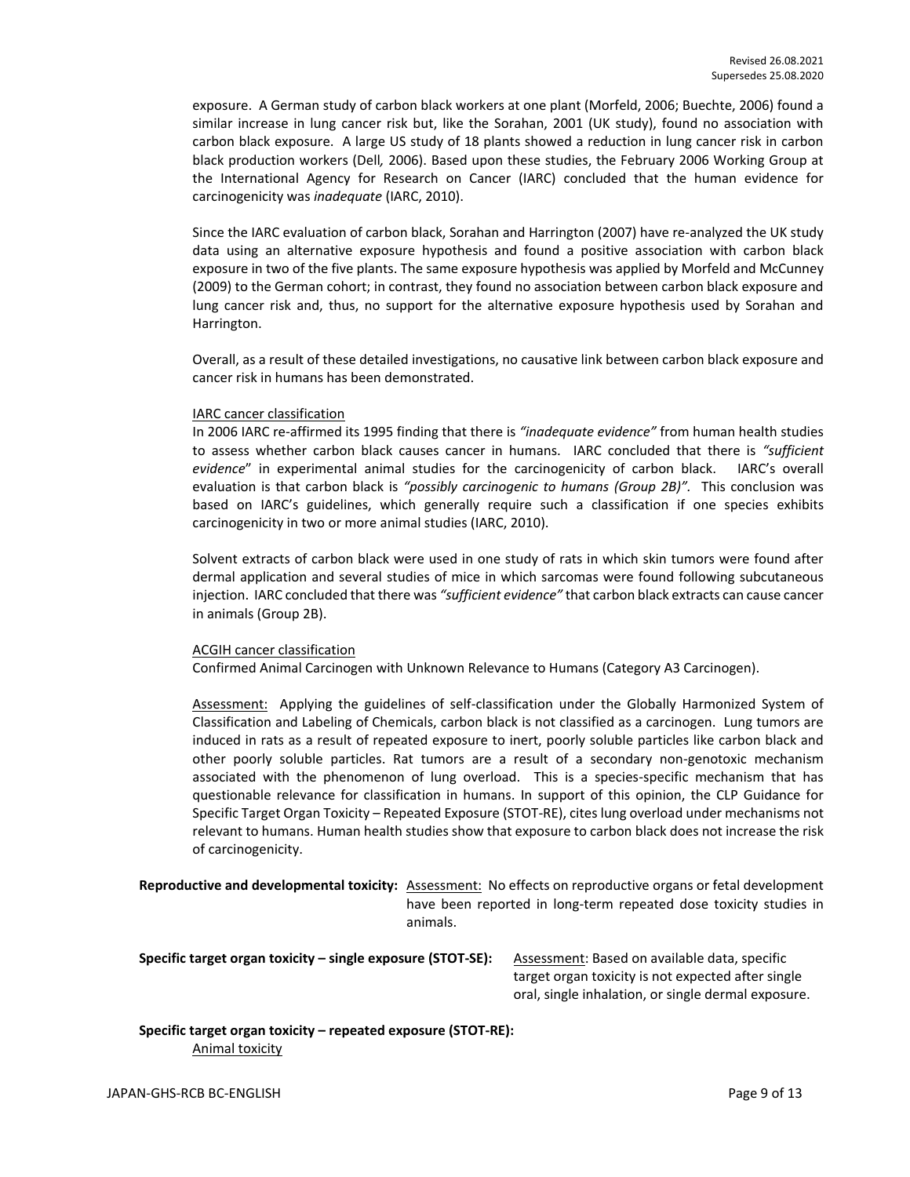exposure. A German study of carbon black workers at one plant (Morfeld, 2006; Buechte, 2006) found a similar increase in lung cancer risk but, like the Sorahan, 2001 (UK study), found no association with carbon black exposure. A large US study of 18 plants showed a reduction in lung cancer risk in carbon black production workers (Dell*,* 2006). Based upon these studies, the February 2006 Working Group at the International Agency for Research on Cancer (IARC) concluded that the human evidence for carcinogenicity was *inadequate* (IARC, 2010).

Since the IARC evaluation of carbon black, Sorahan and Harrington (2007) have re-analyzed the UK study data using an alternative exposure hypothesis and found a positive association with carbon black exposure in two of the five plants. The same exposure hypothesis was applied by Morfeld and McCunney (2009) to the German cohort; in contrast, they found no association between carbon black exposure and lung cancer risk and, thus, no support for the alternative exposure hypothesis used by Sorahan and Harrington.

Overall, as a result of these detailed investigations, no causative link between carbon black exposure and cancer risk in humans has been demonstrated.

IARC cancer classification

In 2006 IARC re-affirmed its 1995 finding that there is *"inadequate evidence"* from human health studies to assess whether carbon black causes cancer in humans. IARC concluded that there is *"sufficient evidence*" in experimental animal studies for the carcinogenicity of carbon black. IARC's overall evaluation is that carbon black is *"possibly carcinogenic to humans (Group 2B)".* This conclusion was based on IARC's guidelines, which generally require such a classification if one species exhibits carcinogenicity in two or more animal studies (IARC, 2010).

Solvent extracts of carbon black were used in one study of rats in which skin tumors were found after dermal application and several studies of mice in which sarcomas were found following subcutaneous injection. IARC concluded that there was *"sufficient evidence"* that carbon black extracts can cause cancer in animals (Group 2B).

ACGIH cancer classification

Confirmed Animal Carcinogen with Unknown Relevance to Humans (Category A3 Carcinogen).

Assessment: Applying the guidelines of self-classification under the Globally Harmonized System of Classification and Labeling of Chemicals, carbon black is not classified as a carcinogen. Lung tumors are induced in rats as a result of repeated exposure to inert, poorly soluble particles like carbon black and other poorly soluble particles. Rat tumors are a result of a secondary non-genotoxic mechanism associated with the phenomenon of lung overload. This is a species-specific mechanism that has questionable relevance for classification in humans. In support of this opinion, the CLP Guidance for Specific Target Organ Toxicity – Repeated Exposure (STOT-RE), cites lung overload under mechanisms not relevant to humans. Human health studies show that exposure to carbon black does not increase the risk of carcinogenicity.

**Reproductive and developmental toxicity:** Assessment: No effects on reproductive organs or fetal development have been reported in long-term repeated dose toxicity studies in animals.

**Specific target organ toxicity – single exposure (STOT-SE):** Assessment: Based on available data, specific target organ toxicity is not expected after single oral, single inhalation, or single dermal exposure.

**Specific target organ toxicity – repeated exposure (STOT-RE):**

Animal toxicity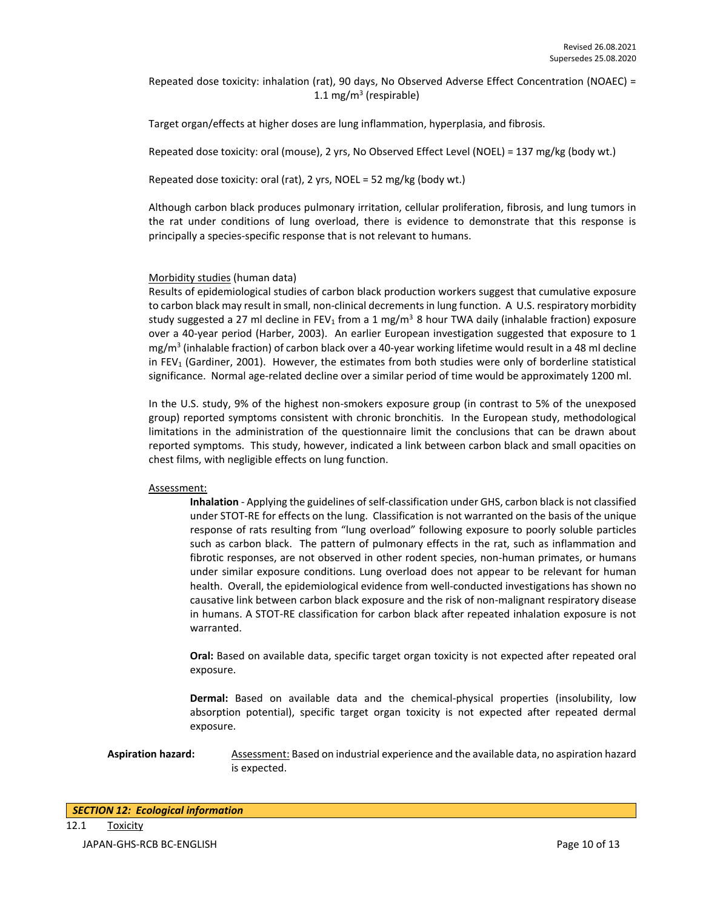Repeated dose toxicity: inhalation (rat), 90 days, No Observed Adverse Effect Concentration (NOAEC) = 1.1 $mg/m^3$ (respirable)

Target organ/effects at higher doses are lung inflammation, hyperplasia, and fibrosis.

Repeated dose toxicity: oral (mouse), 2 yrs, No Observed Effect Level (NOEL) = 137 mg/kg (body wt.)

Repeated dose toxicity: oral (rat), 2 yrs, NOEL = 52 mg/kg (body wt.)

Although carbon black produces pulmonary irritation, cellular proliferation, fibrosis, and lung tumors in the rat under conditions of lung overload, there is evidence to demonstrate that this response is principally a species-specific response that is not relevant to humans.

Morbidity studies (human data)

Results of epidemiological studies of carbon black production workers suggest that cumulative exposure to carbon black may result in small, non-clinical decrements in lung function. A U.S. respiratory morbidity study suggested a 27 ml decline in $FEV_1$ from a 1 $mg/m^3$ 8 hour TWA daily (inhalable fraction) exposure over a 40-year period (Harber, 2003). An earlier European investigation suggested that exposure to 1 $mg/m^3$ (inhalable fraction) of carbon black over a 40-year working lifetime would result in a 48 ml decline in $FEV_1$ (Gardiner, 2001). However, the estimates from both studies were only of borderline statistical significance. Normal age-related decline over a similar period of time would be approximately 1200 ml.

In the U.S. study, 9% of the highest non-smokers exposure group (in contrast to 5% of the unexposed group) reported symptoms consistent with chronic bronchitis. In the European study, methodological limitations in the administration of the questionnaire limit the conclusions that can be drawn about reported symptoms. This study, however, indicated a link between carbon black and small opacities on chest films, with negligible effects on lung function.

Assessment:

**Inhalation** - Applying the guidelines of self-classification under GHS, carbon black is not classified under STOT-RE for effects on the lung. Classification is not warranted on the basis of the unique response of rats resulting from "lung overload" following exposure to poorly soluble particles such as carbon black. The pattern of pulmonary effects in the rat, such as inflammation and fibrotic responses, are not observed in other rodent species, non-human primates, or humans under similar exposure conditions. Lung overload does not appear to be relevant for human health. Overall, the epidemiological evidence from well-conducted investigations has shown no causative link between carbon black exposure and the risk of non-malignant respiratory disease in humans. A STOT-RE classification for carbon black after repeated inhalation exposure is not warranted.

**Oral:** Based on available data, specific target organ toxicity is not expected after repeated oral exposure.

**Dermal:** Based on available data and the chemical-physical properties (insolubility, low absorption potential), specific target organ toxicity is not expected after repeated dermal exposure.

**Aspiration hazard:** Assessment: Based on industrial experience and the available data, no aspiration hazard is expected.

## ***SECTION 12: Ecological information***

12.1 Toxicity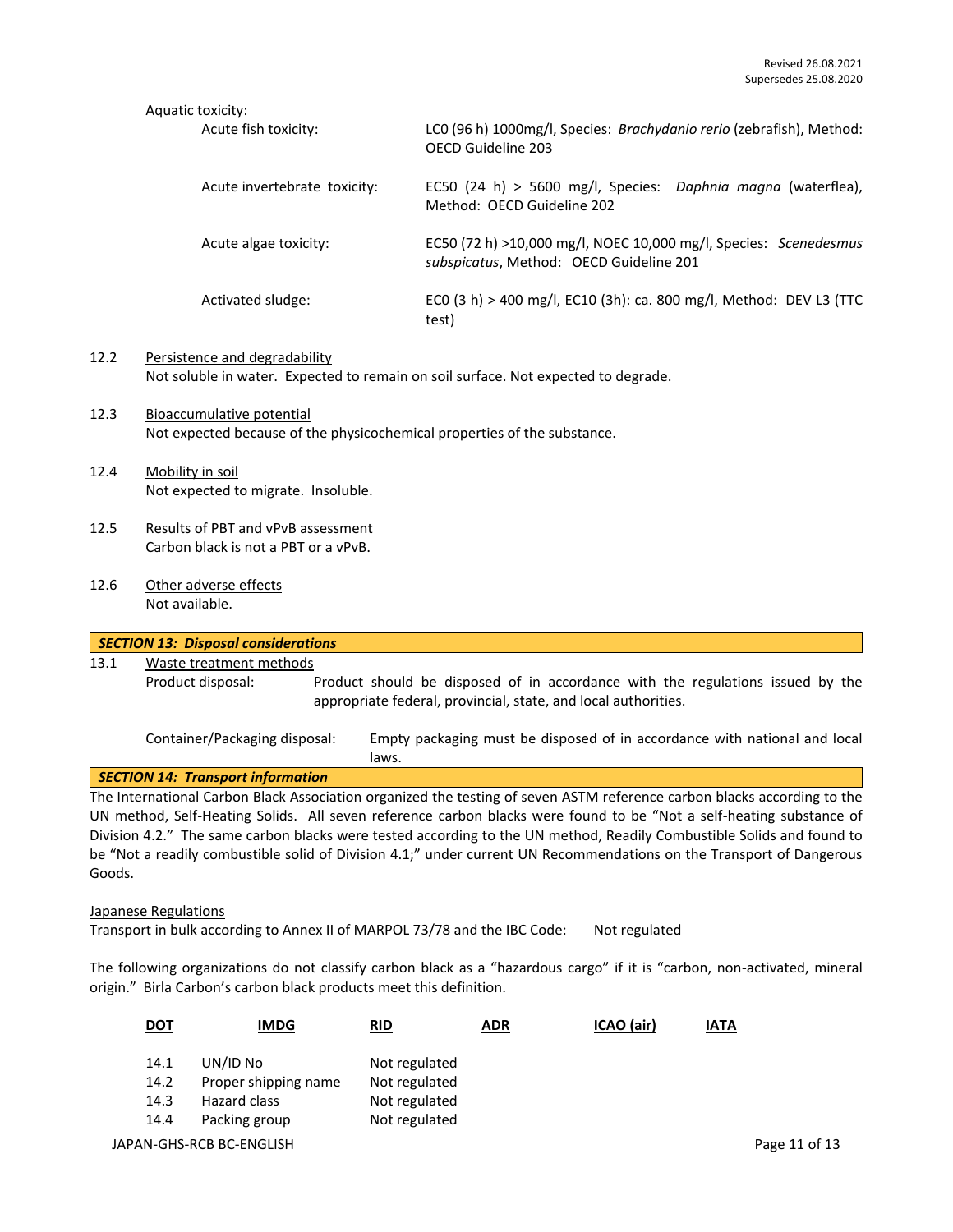Aquatic toxicity:

| | |
|---|---|
| Acute fish toxicity: | LC0 (96 h) 1000mg/l, Species: *Brachydanio rerio* (zebrafish), Method: OECD Guideline 203 |
| Acute invertebrate toxicity: | EC50 (24 h) > 5600 mg/l, Species: *Daphnia magna* (waterflea), Method: OECD Guideline 202 |
| Acute algae toxicity: | EC50 (72 h) >10,000 mg/l, NOEC 10,000 mg/l, Species: *Scenedesmus subspicatus*, Method: OECD Guideline 201 |
| Activated sludge: | EC0 (3 h) > 400 mg/l, EC10 (3h): ca. 800 mg/l, Method: DEV L3 (TTC test) |

12.2 Persistence and degradability

Not soluble in water. Expected to remain on soil surface. Not expected to degrade.

12.3 Bioaccumulative potential

Not expected because of the physicochemical properties of the substance.

12.4 Mobility in soil

Not expected to migrate. Insoluble.

12.5 Results of PBT and vPvB assessment

Carbon black is not a PBT or a vPvB.

12.6 Other adverse effects

Not available.

## *SECTION 13: Disposal considerations*

13.1 Waste treatment methods

Product disposal: Product should be disposed of in accordance with the regulations issued by the appropriate federal, provincial, state, and local authorities.

Container/Packaging disposal: Empty packaging must be disposed of in accordance with national and local laws.

## *SECTION 14: Transport information*

The International Carbon Black Association organized the testing of seven ASTM reference carbon blacks according to the UN method, Self-Heating Solids. All seven reference carbon blacks were found to be "Not a self-heating substance of Division 4.2." The same carbon blacks were tested according to the UN method, Readily Combustible Solids and found to be "Not a readily combustible solid of Division 4.1;" under current UN Recommendations on the Transport of Dangerous Goods.

Japanese Regulations

Transport in bulk according to Annex II of MARPOL 73/78 and the IBC Code: Not regulated

The following organizations do not classify carbon black as a "hazardous cargo" if it is "carbon, non-activated, mineral origin." Birla Carbon's carbon black products meet this definition.

DOT IMDG RID ADR ICAO (air) IATA

| | | |
|---|---|---|
| 14.1 | UN/ID No | Not regulated |
| 14.2 | Proper shipping name | Not regulated |
| 14.3 | Hazard class | Not regulated |
| 14.4 | Packing group | Not regulated |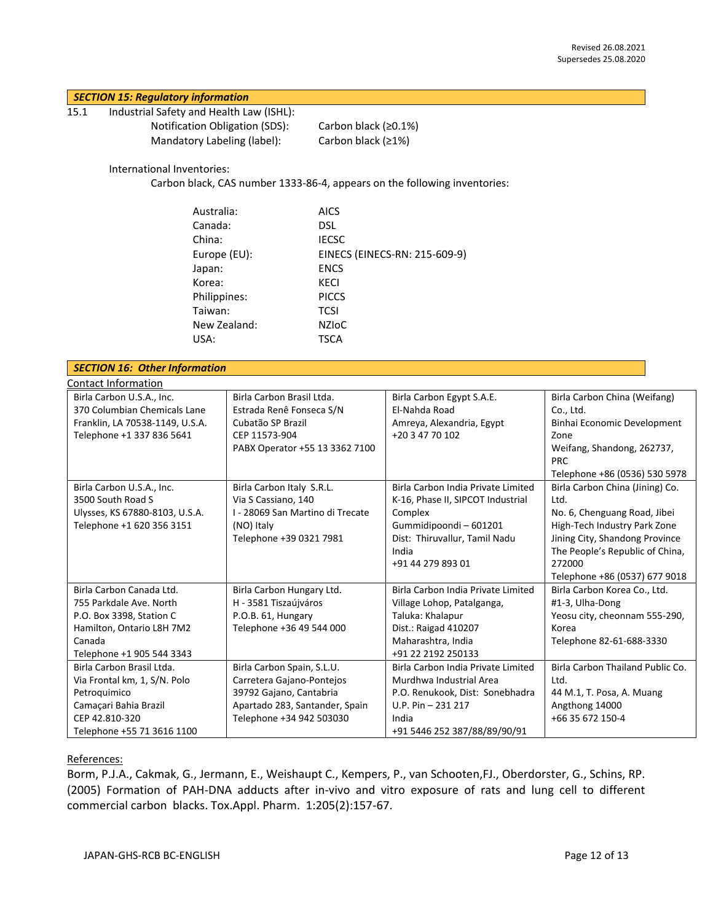Revised 26.08.2021
Supersedes 25.08.2020

## SECTION 15: Regulatory information

15.1 Industrial Safety and Health Law (ISHL):

| | |
|---|---|
| Notification Obligation (SDS): | Carbon black (≥0.1%) |
| Mandatory Labeling (label): | Carbon black (≥1%) |

International Inventories:

Carbon black, CAS number 1333-86-4, appears on the following inventories:

| | |
|---|---|
| Australia: | AICS |
| Canada: | DSL |
| China: | IECSC |
| Europe (EU): | EINECS (EINECS-RN: 215-609-9) |
| Japan: | ENCS |
| Korea: | KECI |
| Philippines: | PICCS |
| Taiwan: | TCSI |
| New Zealand: | NZIoC |
| USA: | TSCA |

## SECTION 16: Other Information

Contact Information

| | | | |
|---|---|---|---|
| Birla Carbon U.S.A., Inc.<br>370 Columbian Chemicals Lane<br>Franklin, LA 70538-1149, U.S.A.<br>Telephone +1 337 836 5641 | Birla Carbon Brasil Ltda.<br>Estrada Renê Fonseca S/N<br>Cubatão SP Brazil<br>CEP 11573-904<br>PABX Operator +55 13 3362 7100 | Birla Carbon Egypt S.A.E.<br>El-Nahda Road<br>Amreya, Alexandria, Egypt<br>+20 3 47 70 102 | Birla Carbon China (Weifang) Co., Ltd.<br>Binhai Economic Development Zone<br>Weifang, Shandong, 262737, PRC<br>Telephone +86 (0536) 530 5978 |
| Birla Carbon U.S.A., Inc.<br>3500 South Road S<br>Ulysses, KS 67880-8103, U.S.A.<br>Telephone +1 620 356 3151 | Birla Carbon Italy S.R.L.<br>Via S Cassiano, 140<br>I - 28069 San Martino di Trecate (NO) Italy<br>Telephone +39 0321 7981 | Birla Carbon India Private Limited<br>K-16, Phase II, SIPCOT Industrial Complex<br>Gummidipoondi – 601201<br>Dist: Thiruvallur, Tamil Nadu<br>India<br>+91 44 279 893 01 | Birla Carbon China (Jining) Co. Ltd.<br>No. 6, Chenguang Road, Jibei High-Tech Industry Park Zone<br>Jining City, Shandong Province<br>The People's Republic of China, 272000<br>Telephone +86 (0537) 677 9018 |
| Birla Carbon Canada Ltd.<br>755 Parkdale Ave. North<br>P.O. Box 3398, Station C<br>Hamilton, Ontario L8H 7M2<br>Canada<br>Telephone +1 905 544 3343 | Birla Carbon Hungary Ltd.<br>H - 3581 Tiszaújváros<br>P.O.B. 61, Hungary<br>Telephone +36 49 544 000 | Birla Carbon India Private Limited<br>Village Lohop, Patalganga,<br>Taluka: Khalapur<br>Dist.: Raigad 410207<br>Maharashtra, India<br>+91 22 2192 250133 | Birla Carbon Korea Co., Ltd.<br>#1-3, Ulha-Dong<br>Yeosu city, cheonnam 555-290, Korea<br>Telephone 82-61-688-3330 |
| Birla Carbon Brasil Ltda.<br>Via Frontal km, 1, S/N. Polo Petroquimico<br>Camaçari Bahia Brazil<br>CEP 42.810-320<br>Telephone +55 71 3616 1100 | Birla Carbon Spain, S.L.U.<br>Carretera Gajano-Pontejos<br>39792 Gajano, Cantabria<br>Apartado 283, Santander, Spain<br>Telephone +34 942 503030 | Birla Carbon India Private Limited<br>Murdhwa Industrial Area<br>P.O. Renukook, Dist: Sonebhadra<br>U.P. Pin – 231 217<br>India<br>+91 5446 252 387/88/89/90/91 | Birla Carbon Thailand Public Co. Ltd.<br>44 M.1, T. Posa, A. Muang<br>Angthong 14000<br>+66 35 672 150-4 |

References:

Borm, P.J.A., Cakmak, G., Jermann, E., Weishaupt C., Kempers, P., van Schooten,FJ., Oberdorster, G., Schins, RP. (2005) Formation of PAH-DNA adducts after in-vivo and vitro exposure of rats and lung cell to different commercial carbon blacks. Tox.Appl. Pharm. 1:205(2):157-67.

JAPAN-GHS-RCB BC-ENGLISH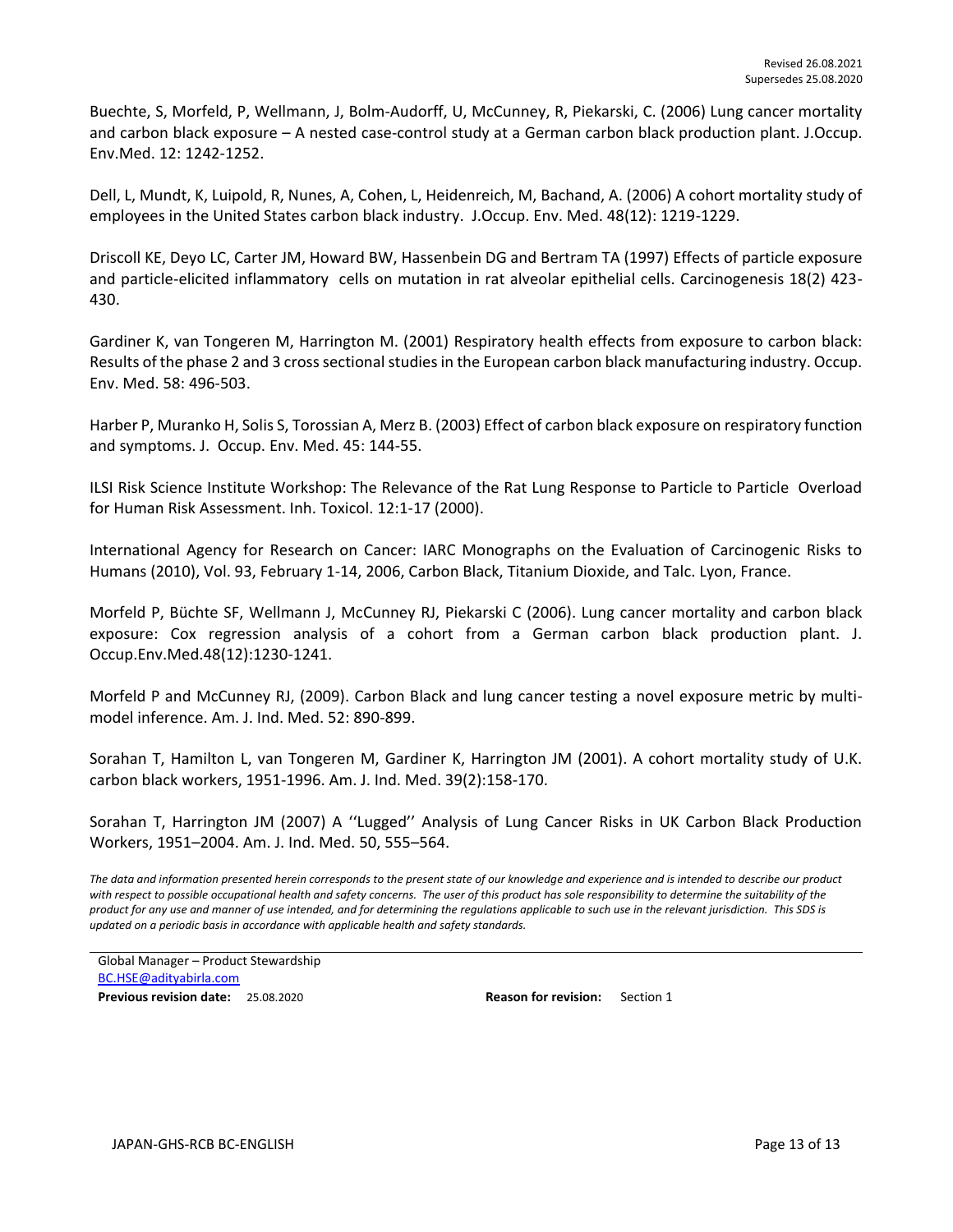Buechte, S, Morfeld, P, Wellmann, J, Bolm-Audorff, U, McCunney, R, Piekarski, C. (2006) Lung cancer mortality and carbon black exposure – A nested case-control study at a German carbon black production plant. J.Occup. Env.Med. 12: 1242-1252.

Dell, L, Mundt, K, Luipold, R, Nunes, A, Cohen, L, Heidenreich, M, Bachand, A. (2006) A cohort mortality study of employees in the United States carbon black industry. J.Occup. Env. Med. 48(12): 1219-1229.

Driscoll KE, Deyo LC, Carter JM, Howard BW, Hassenbein DG and Bertram TA (1997) Effects of particle exposure and particle-elicited inflammatory cells on mutation in rat alveolar epithelial cells. Carcinogenesis 18(2) 423-430.

Gardiner K, van Tongeren M, Harrington M. (2001) Respiratory health effects from exposure to carbon black: Results of the phase 2 and 3 cross sectional studies in the European carbon black manufacturing industry. Occup. Env. Med. 58: 496-503.

Harber P, Muranko H, Solis S, Torossian A, Merz B. (2003) Effect of carbon black exposure on respiratory function and symptoms. J. Occup. Env. Med. 45: 144-55.

ILSI Risk Science Institute Workshop: The Relevance of the Rat Lung Response to Particle to Particle Overload for Human Risk Assessment. Inh. Toxicol. 12:1-17 (2000).

International Agency for Research on Cancer: IARC Monographs on the Evaluation of Carcinogenic Risks to Humans (2010), Vol. 93, February 1-14, 2006, Carbon Black, Titanium Dioxide, and Talc. Lyon, France.

Morfeld P, Büchte SF, Wellmann J, McCunney RJ, Piekarski C (2006). Lung cancer mortality and carbon black exposure: Cox regression analysis of a cohort from a German carbon black production plant. J. Occup.Env.Med.48(12):1230-1241.

Morfeld P and McCunney RJ, (2009). Carbon Black and lung cancer testing a novel exposure metric by multi-model inference. Am. J. Ind. Med. 52: 890-899.

Sorahan T, Hamilton L, van Tongeren M, Gardiner K, Harrington JM (2001). A cohort mortality study of U.K. carbon black workers, 1951-1996. Am. J. Ind. Med. 39(2):158-170.

Sorahan T, Harrington JM (2007) A ''Lugged'' Analysis of Lung Cancer Risks in UK Carbon Black Production Workers, 1951–2004. Am. J. Ind. Med. 50, 555–564.

*The data and information presented herein corresponds to the present state of our knowledge and experience and is intended to describe our product with respect to possible occupational health and safety concerns. The user of this product has sole responsibility to determine the suitability of the product for any use and manner of use intended, and for determining the regulations applicable to such use in the relevant jurisdiction. This SDS is updated on a periodic basis in accordance with applicable health and safety standards.*

Global Manager – Product Stewardship
BC.HSE@adityabirla.com

**Previous revision date:** 25.08.2020 **Reason for revision:** Section 1